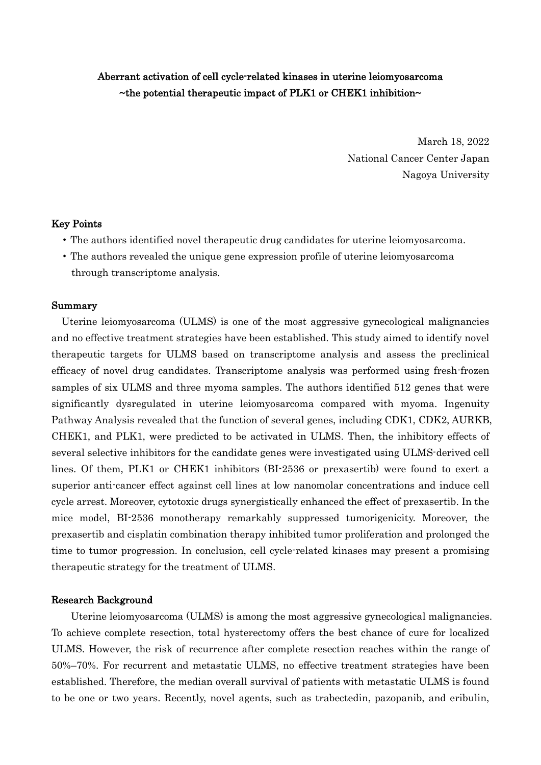# Aberrant activation of cell cycle-related kinases in uterine leiomyosarcoma
## ~the potential therapeutic impact of PLK1 or CHEK1 inhibition~

March 18, 2022
National Cancer Center Japan
Nagoya University

### Key Points

- The authors identified novel therapeutic drug candidates for uterine leiomyosarcoma.
- The authors revealed the unique gene expression profile of uterine leiomyosarcoma through transcriptome analysis.

### Summary

Uterine leiomyosarcoma (ULMS) is one of the most aggressive gynecological malignancies and no effective treatment strategies have been established. This study aimed to identify novel therapeutic targets for ULMS based on transcriptome analysis and assess the preclinical efficacy of novel drug candidates. Transcriptome analysis was performed using fresh-frozen samples of six ULMS and three myoma samples. The authors identified 512 genes that were significantly dysregulated in uterine leiomyosarcoma compared with myoma. Ingenuity Pathway Analysis revealed that the function of several genes, including CDK1, CDK2, AURKB, CHEK1, and PLK1, were predicted to be activated in ULMS. Then, the inhibitory effects of several selective inhibitors for the candidate genes were investigated using ULMS-derived cell lines. Of them, PLK1 or CHEK1 inhibitors (BI-2536 or prexasertib) were found to exert a superior anti-cancer effect against cell lines at low nanomolar concentrations and induce cell cycle arrest. Moreover, cytotoxic drugs synergistically enhanced the effect of prexasertib. In the mice model, BI-2536 monotherapy remarkably suppressed tumorigenicity. Moreover, the prexasertib and cisplatin combination therapy inhibited tumor proliferation and prolonged the time to tumor progression. In conclusion, cell cycle-related kinases may present a promising therapeutic strategy for the treatment of ULMS.

### Research Background

Uterine leiomyosarcoma (ULMS) is among the most aggressive gynecological malignancies. To achieve complete resection, total hysterectomy offers the best chance of cure for localized ULMS. However, the risk of recurrence after complete resection reaches within the range of 50%–70%. For recurrent and metastatic ULMS, no effective treatment strategies have been established. Therefore, the median overall survival of patients with metastatic ULMS is found to be one or two years. Recently, novel agents, such as trabectedin, pazopanib, and eribulin,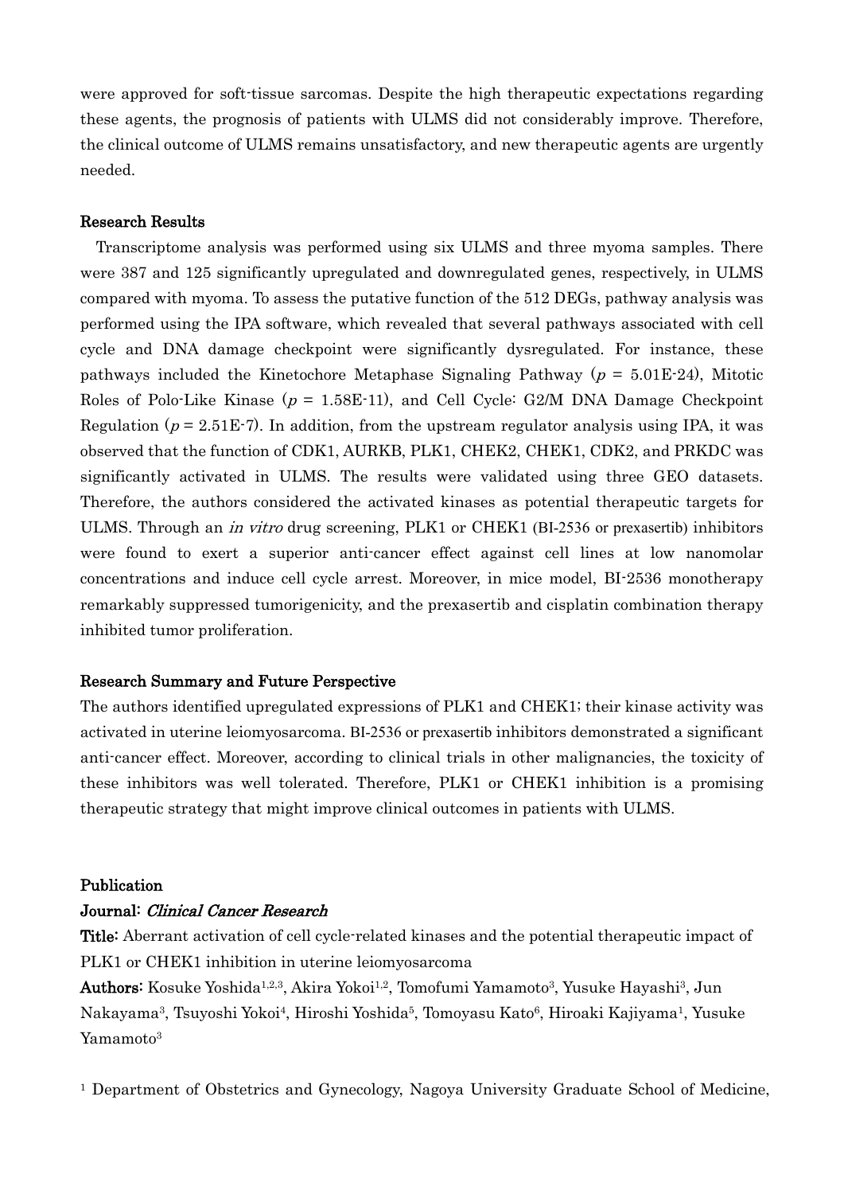were approved for soft-tissue sarcomas. Despite the high therapeutic expectations regarding these agents, the prognosis of patients with ULMS did not considerably improve. Therefore, the clinical outcome of ULMS remains unsatisfactory, and new therapeutic agents are urgently needed.

## Research Results

Transcriptome analysis was performed using six ULMS and three myoma samples. There were 387 and 125 significantly upregulated and downregulated genes, respectively, in ULMS compared with myoma. To assess the putative function of the 512 DEGs, pathway analysis was performed using the IPA software, which revealed that several pathways associated with cell cycle and DNA damage checkpoint were significantly dysregulated. For instance, these pathways included the Kinetochore Metaphase Signaling Pathway ($p$ = 5.01E-24), Mitotic Roles of Polo-Like Kinase ($p$ = 1.58E-11), and Cell Cycle: G2/M DNA Damage Checkpoint Regulation ($p$ = 2.51E-7). In addition, from the upstream regulator analysis using IPA, it was observed that the function of CDK1, AURKB, PLK1, CHEK2, CHEK1, CDK2, and PRKDC was significantly activated in ULMS. The results were validated using three GEO datasets. Therefore, the authors considered the activated kinases as potential therapeutic targets for ULMS. Through an *in vitro* drug screening, PLK1 or CHEK1 (BI-2536 or prexasertib) inhibitors were found to exert a superior anti-cancer effect against cell lines at low nanomolar concentrations and induce cell cycle arrest. Moreover, in mice model, BI-2536 monotherapy remarkably suppressed tumorigenicity, and the prexasertib and cisplatin combination therapy inhibited tumor proliferation.

## Research Summary and Future Perspective

The authors identified upregulated expressions of PLK1 and CHEK1; their kinase activity was activated in uterine leiomyosarcoma. BI-2536 or prexasertib inhibitors demonstrated a significant anti-cancer effect. Moreover, according to clinical trials in other malignancies, the toxicity of these inhibitors was well tolerated. Therefore, PLK1 or CHEK1 inhibition is a promising therapeutic strategy that might improve clinical outcomes in patients with ULMS.

## Publication

**Journal:** *Clinical Cancer Research*

**Title:** Aberrant activation of cell cycle-related kinases and the potential therapeutic impact of PLK1 or CHEK1 inhibition in uterine leiomyosarcoma

**Authors:** Kosuke Yoshida[1,2,3], Akira Yokoi[1,2], Tomofumi Yamamoto[3], Yusuke Hayashi[3], Jun Nakayama[3], Tsuyoshi Yokoi[4], Hiroshi Yoshida[5], Tomoyasu Kato[6], Hiroaki Kajiyama[1], Yusuke Yamamoto[3]

[1] Department of Obstetrics and Gynecology, Nagoya University Graduate School of Medicine,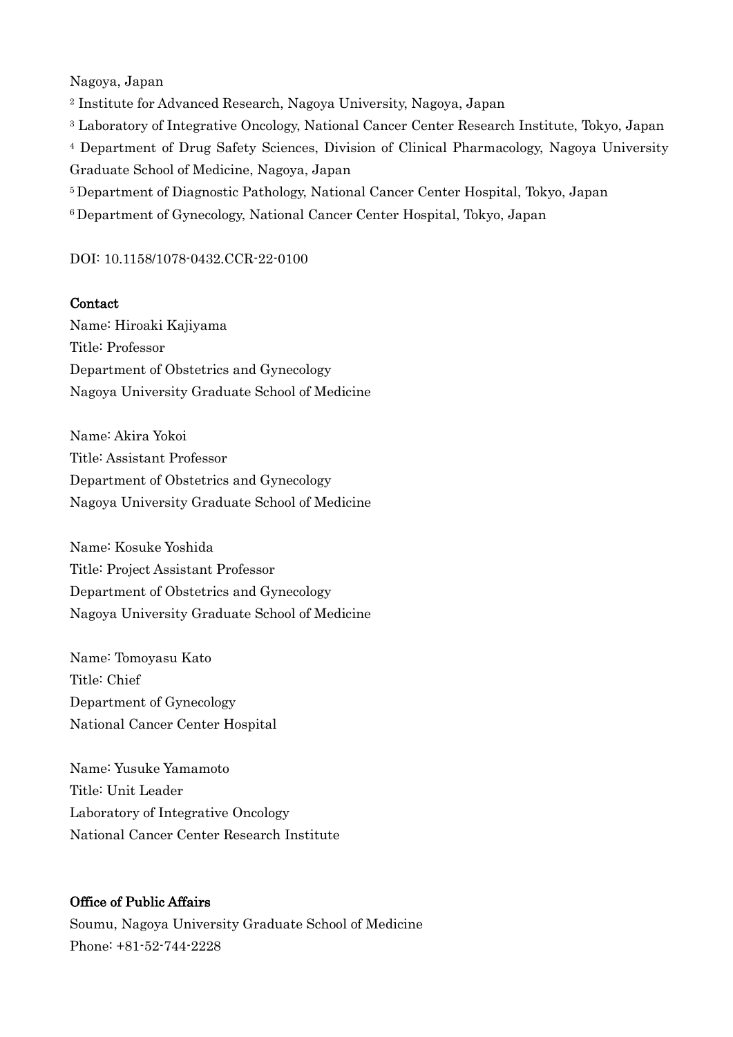Nagoya, Japan

[2] Institute for Advanced Research, Nagoya University, Nagoya, Japan

[3] Laboratory of Integrative Oncology, National Cancer Center Research Institute, Tokyo, Japan

[4] Department of Drug Safety Sciences, Division of Clinical Pharmacology, Nagoya University Graduate School of Medicine, Nagoya, Japan

[5] Department of Diagnostic Pathology, National Cancer Center Hospital, Tokyo, Japan

[6] Department of Gynecology, National Cancer Center Hospital, Tokyo, Japan

DOI: 10.1158/1078-0432.CCR-22-0100

**Contact**

Name: Hiroaki Kajiyama
Title: Professor
Department of Obstetrics and Gynecology
Nagoya University Graduate School of Medicine

Name: Akira Yokoi
Title: Assistant Professor
Department of Obstetrics and Gynecology
Nagoya University Graduate School of Medicine

Name: Kosuke Yoshida
Title: Project Assistant Professor
Department of Obstetrics and Gynecology
Nagoya University Graduate School of Medicine

Name: Tomoyasu Kato
Title: Chief
Department of Gynecology
National Cancer Center Hospital

Name: Yusuke Yamamoto
Title: Unit Leader
Laboratory of Integrative Oncology
National Cancer Center Research Institute

**Office of Public Affairs**

Soumu, Nagoya University Graduate School of Medicine
Phone: +81-52-744-2228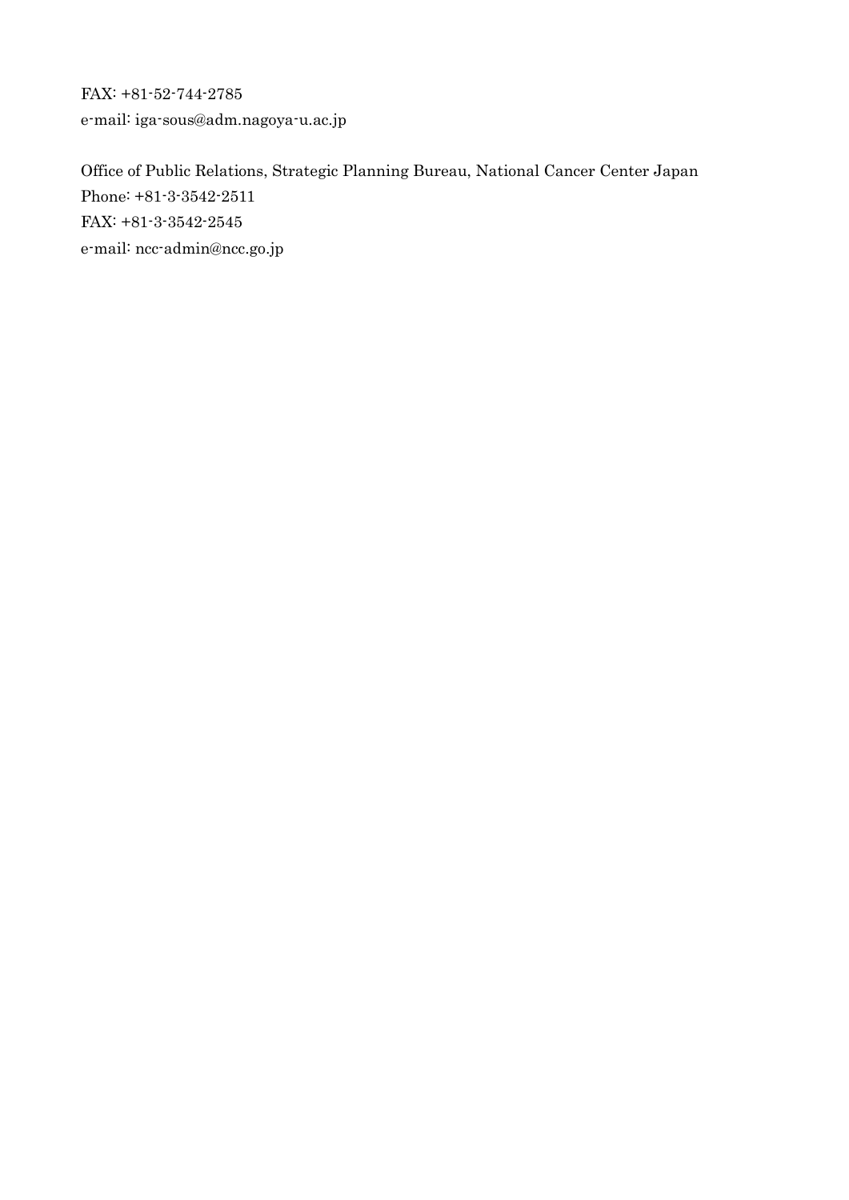FAX: +81-52-744-2785

e-mail: iga-sous@adm.nagoya-u.ac.jp

Office of Public Relations, Strategic Planning Bureau, National Cancer Center Japan

Phone: +81-3-3542-2511

FAX: +81-3-3542-2545

e-mail: ncc-admin@ncc.go.jp